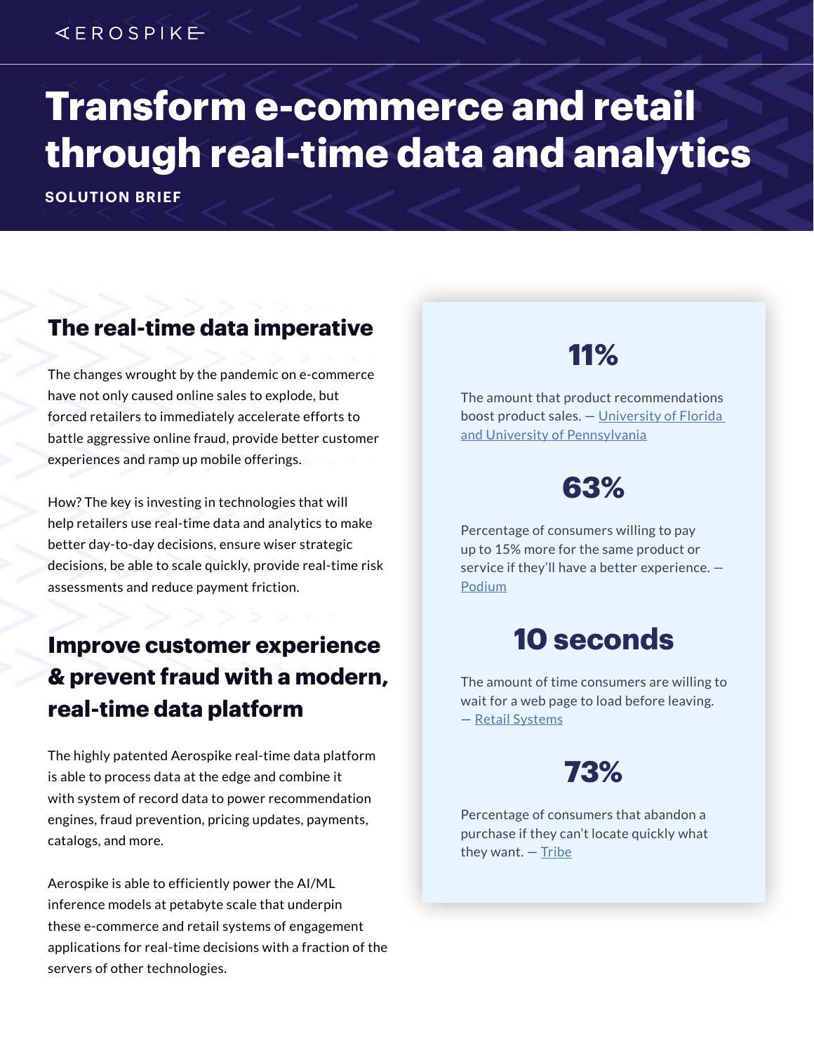AEROSPIKE

# Transform e-commerce and retail through real-time data and analytics

**SOLUTION BRIEF**

## The real-time data imperative

The changes wrought by the pandemic on e-commerce have not only caused online sales to explode, but forced retailers to immediately accelerate efforts to battle aggressive online fraud, provide better customer experiences and ramp up mobile offerings.

How? The key is investing in technologies that will help retailers use real-time data and analytics to make better day-to-day decisions, ensure wiser strategic decisions, be able to scale quickly, provide real-time risk assessments and reduce payment friction.

## Improve customer experience & prevent fraud with a modern, real-time data platform

The highly patented Aerospike real-time data platform is able to process data at the edge and combine it with system of record data to power recommendation engines, fraud prevention, pricing updates, payments, catalogs, and more.

Aerospike is able to efficiently power the AI/ML inference models at petabyte scale that underpin these e-commerce and retail systems of engagement applications for real-time decisions with a fraction of the servers of other technologies.

### 11%

The amount that product recommendations boost product sales. — University of Florida and University of Pennsylvania

### 63%

Percentage of consumers willing to pay up to 15% more for the same product or service if they'll have a better experience. — Podium

### 10 seconds

The amount of time consumers are willing to wait for a web page to load before leaving. — Retail Systems

### 73%

Percentage of consumers that abandon a purchase if they can't locate quickly what they want. — Tribe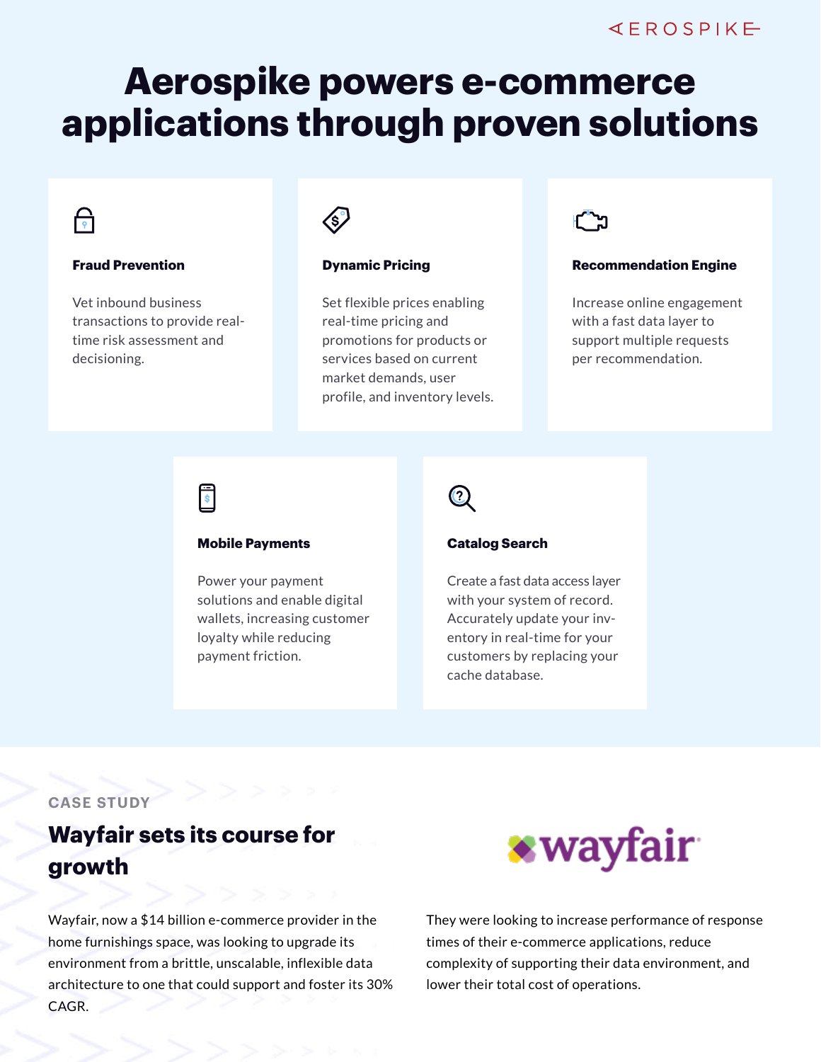# Aerospike powers e-commerce applications through proven solutions

### Fraud Prevention

Vet inbound business transactions to provide real-time risk assessment and decisioning.

### Dynamic Pricing

Set flexible prices enabling real-time pricing and promotions for products or services based on current market demands, user profile, and inventory levels.

### Recommendation Engine

Increase online engagement with a fast data layer to support multiple requests per recommendation.

### Mobile Payments

Power your payment solutions and enable digital wallets, increasing customer loyalty while reducing payment friction.

### Catalog Search

Create a fast data access layer with your system of record. Accurately update your inventory in real-time for your customers by replacing your cache database.

CASE STUDY

## Wayfair sets its course for growth

Wayfair, now a $14 billion e-commerce provider in the home furnishings space, was looking to upgrade its environment from a brittle, unscalable, inflexible data architecture to one that could support and foster its 30% CAGR.

They were looking to increase performance of response times of their e-commerce applications, reduce complexity of supporting their data environment, and lower their total cost of operations.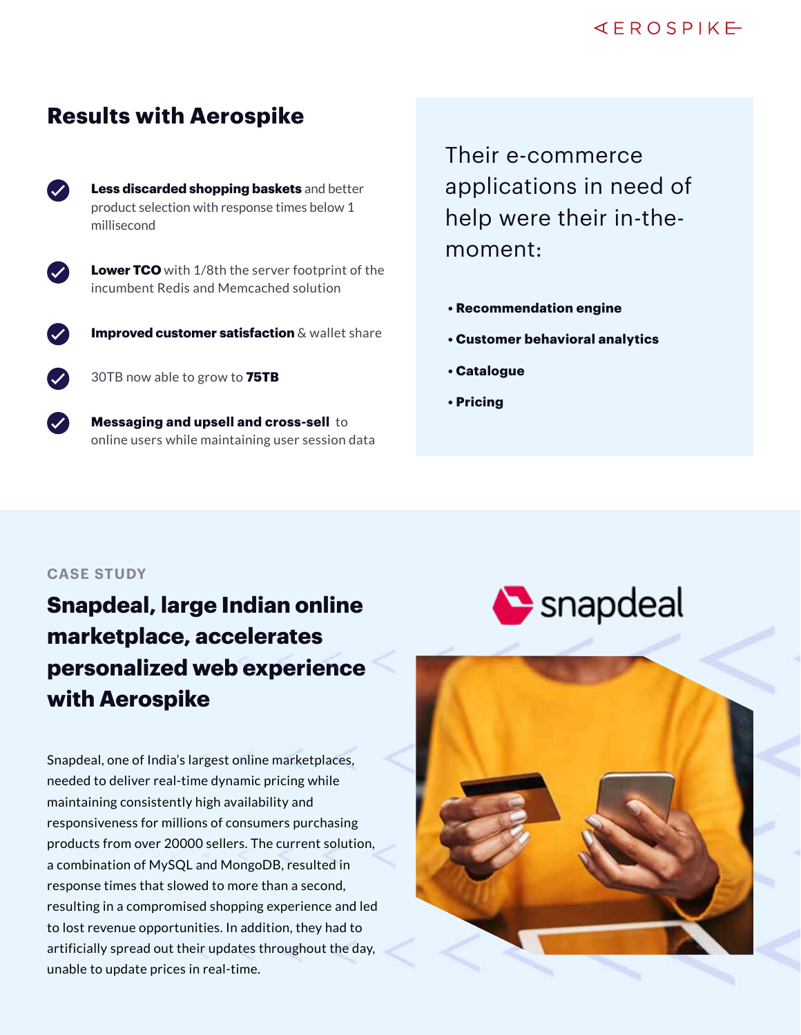## Results with Aerospike

- **Less discarded shopping baskets** and better product selection with response times below 1 millisecond
- **Lower TCO** with 1/8th the server footprint of the incumbent Redis and Memcached solution
- **Improved customer satisfaction** & wallet share
- 30TB now able to grow to **75TB**
- **Messaging and upsell and cross-sell** to online users while maintaining user session data

Their e-commerce applications in need of help were their in-the-moment:

- **Recommendation engine**
- **Customer behavioral analytics**
- **Catalogue**
- **Pricing**

CASE STUDY

## Snapdeal, large Indian online marketplace, accelerates personalized web experience with Aerospike

Snapdeal, one of India's largest online marketplaces, needed to deliver real-time dynamic pricing while maintaining consistently high availability and responsiveness for millions of consumers purchasing products from over 20000 sellers. The current solution, a combination of MySQL and MongoDB, resulted in response times that slowed to more than a second, resulting in a compromised shopping experience and led to lost revenue opportunities. In addition, they had to artificially spread out their updates throughout the day, unable to update prices in real-time.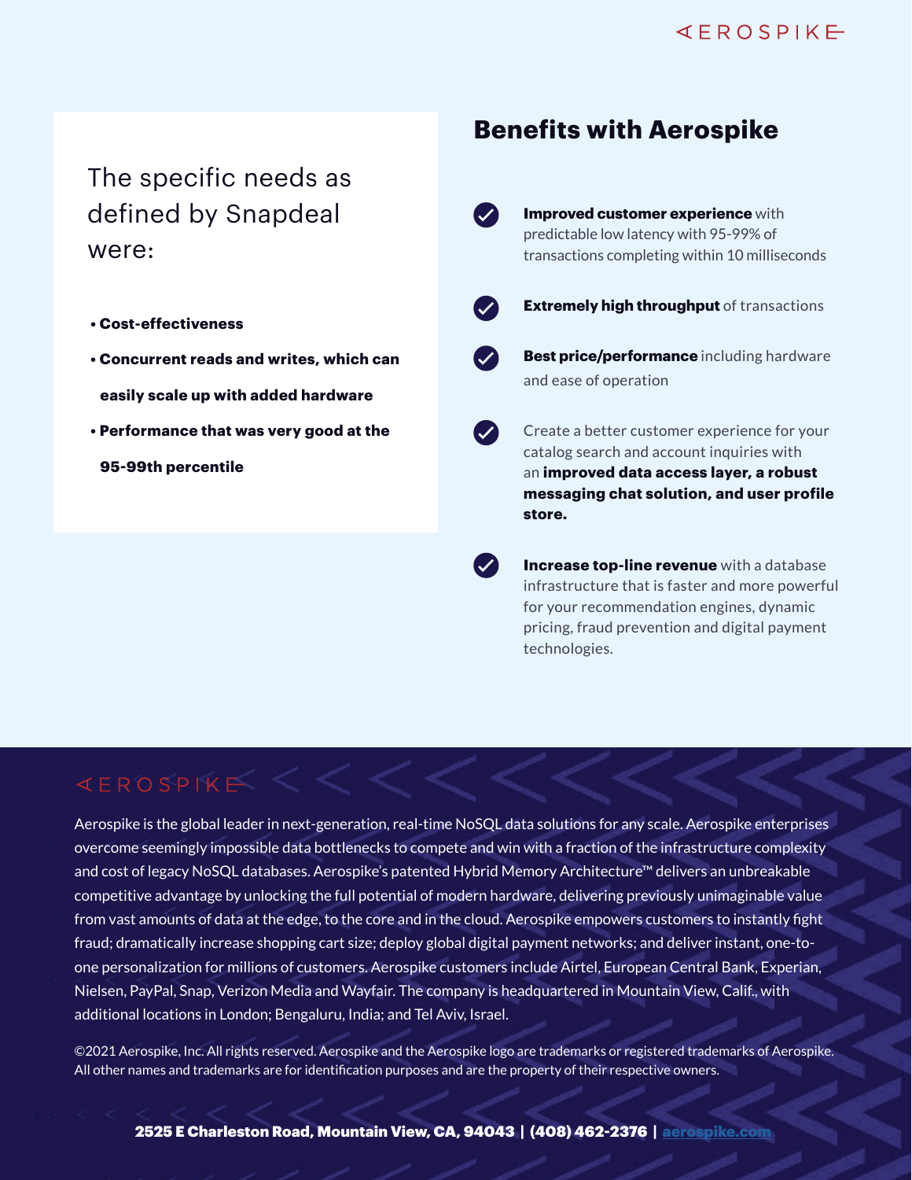The specific needs as defined by Snapdeal were:

- **Cost-effectiveness**
- **Concurrent reads and writes, which can easily scale up with added hardware**
- **Performance that was very good at the 95-99th percentile**

## Benefits with Aerospike

- **Improved customer experience** with predictable low latency with 95-99% of transactions completing within 10 milliseconds
- **Extremely high throughput** of transactions
- **Best price/performance** including hardware and ease of operation
- Create a better customer experience for your catalog search and account inquiries with an **improved data access layer, a robust messaging chat solution, and user profile store.**
- **Increase top-line revenue** with a database infrastructure that is faster and more powerful for your recommendation engines, dynamic pricing, fraud prevention and digital payment technologies.

AEROSPIKE

Aerospike is the global leader in next-generation, real-time NoSQL data solutions for any scale. Aerospike enterprises overcome seemingly impossible data bottlenecks to compete and win with a fraction of the infrastructure complexity and cost of legacy NoSQL databases. Aerospike's patented Hybrid Memory Architecture™ delivers an unbreakable competitive advantage by unlocking the full potential of modern hardware, delivering previously unimaginable value from vast amounts of data at the edge, to the core and in the cloud. Aerospike empowers customers to instantly fight fraud; dramatically increase shopping cart size; deploy global digital payment networks; and deliver instant, one-to-one personalization for millions of customers. Aerospike customers include Airtel, European Central Bank, Experian, Nielsen, PayPal, Snap, Verizon Media and Wayfair. The company is headquartered in Mountain View, Calif., with additional locations in London; Bengaluru, India; and Tel Aviv, Israel.

©2021 Aerospike, Inc. All rights reserved. Aerospike and the Aerospike logo are trademarks or registered trademarks of Aerospike. All other names and trademarks are for identification purposes and are the property of their respective owners.

**2525 E Charleston Road, Mountain View, CA, 94043 | (408) 462-2376 | aerospike.com**